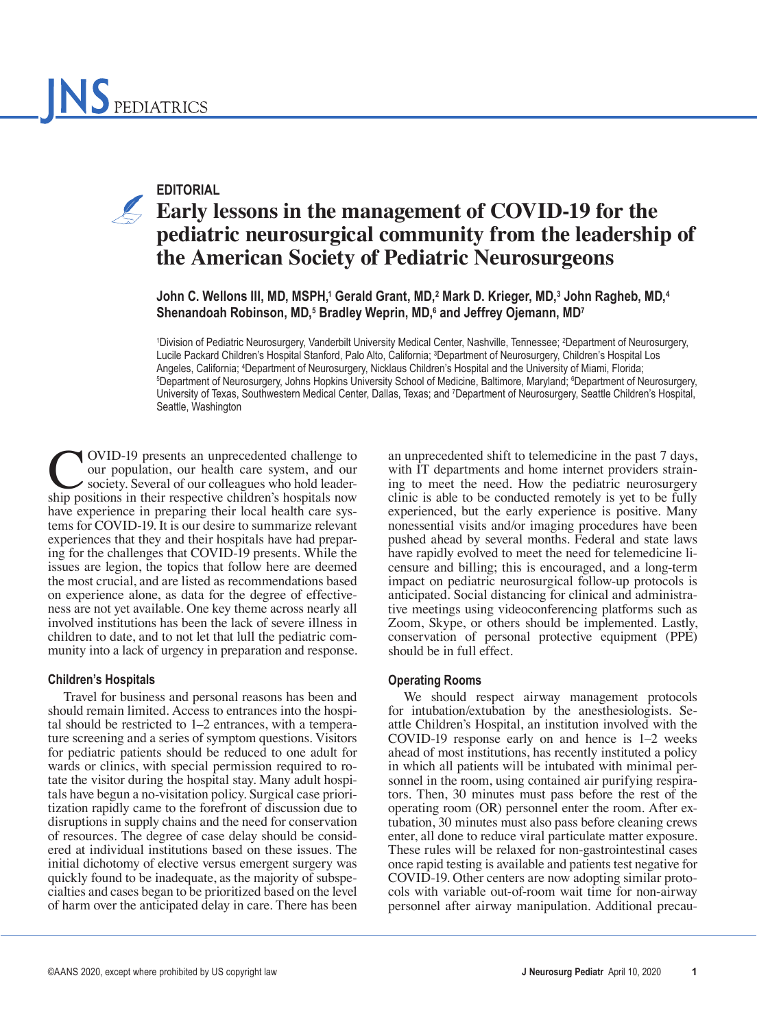EDITORIAL

# Early lessons in the management of COVID-19 for the pediatric neurosurgical community from the leadership of the American Society of Pediatric Neurosurgeons

**John C. Wellons III, MD, MSPH,[1] Gerald Grant, MD,[2] Mark D. Krieger, MD,[3] John Ragheb, MD,[4] Shenandoah Robinson, MD,[5] Bradley Weprin, MD,[6] and Jeffrey Ojemann, MD[7]**

[1]Division of Pediatric Neurosurgery, Vanderbilt University Medical Center, Nashville, Tennessee; [2]Department of Neurosurgery, Lucile Packard Children's Hospital Stanford, Palo Alto, California; [3]Department of Neurosurgery, Children's Hospital Los Angeles, California; [4]Department of Neurosurgery, Nicklaus Children's Hospital and the University of Miami, Florida; [5]Department of Neurosurgery, Johns Hopkins University School of Medicine, Baltimore, Maryland; [6]Department of Neurosurgery, University of Texas, Southwestern Medical Center, Dallas, Texas; and [7]Department of Neurosurgery, Seattle Children's Hospital, Seattle, Washington

COVID-19 presents an unprecedented challenge to our population, our health care system, and our society. Several of our colleagues who hold leadership positions in their respective children's hospitals now have experience in preparing their local health care systems for COVID-19. It is our desire to summarize relevant experiences that they and their hospitals have had preparing for the challenges that COVID-19 presents. While the issues are legion, the topics that follow here are deemed the most crucial, and are listed as recommendations based on experience alone, as data for the degree of effectiveness are not yet available. One key theme across nearly all involved institutions has been the lack of severe illness in children to date, and to not let that lull the pediatric community into a lack of urgency in preparation and response.

## Children's Hospitals

Travel for business and personal reasons has been and should remain limited. Access to entrances into the hospital should be restricted to 1–2 entrances, with a temperature screening and a series of symptom questions. Visitors for pediatric patients should be reduced to one adult for wards or clinics, with special permission required to rotate the visitor during the hospital stay. Many adult hospitals have begun a no-visitation policy. Surgical case prioritization rapidly came to the forefront of discussion due to disruptions in supply chains and the need for conservation of resources. The degree of case delay should be considered at individual institutions based on these issues. The initial dichotomy of elective versus emergent surgery was quickly found to be inadequate, as the majority of subspecialties and cases began to be prioritized based on the level of harm over the anticipated delay in care. There has been an unprecedented shift to telemedicine in the past 7 days, with IT departments and home internet providers straining to meet the need. How the pediatric neurosurgery clinic is able to be conducted remotely is yet to be fully experienced, but the early experience is positive. Many nonessential visits and/or imaging procedures have been pushed ahead by several months. Federal and state laws have rapidly evolved to meet the need for telemedicine licensure and billing; this is encouraged, and a long-term impact on pediatric neurosurgical follow-up protocols is anticipated. Social distancing for clinical and administrative meetings using videoconferencing platforms such as Zoom, Skype, or others should be implemented. Lastly, conservation of personal protective equipment (PPE) should be in full effect.

## Operating Rooms

We should respect airway management protocols for intubation/extubation by the anesthesiologists. Seattle Children's Hospital, an institution involved with the COVID-19 response early on and hence is 1–2 weeks ahead of most institutions, has recently instituted a policy in which all patients will be intubated with minimal personnel in the room, using contained air purifying respirators. Then, 30 minutes must pass before the rest of the operating room (OR) personnel enter the room. After extubation, 30 minutes must also pass before cleaning crews enter, all done to reduce viral particulate matter exposure. These rules will be relaxed for non-gastrointestinal cases once rapid testing is available and patients test negative for COVID-19. Other centers are now adopting similar protocols with variable out-of-room wait time for non-airway personnel after airway manipulation. Additional precau-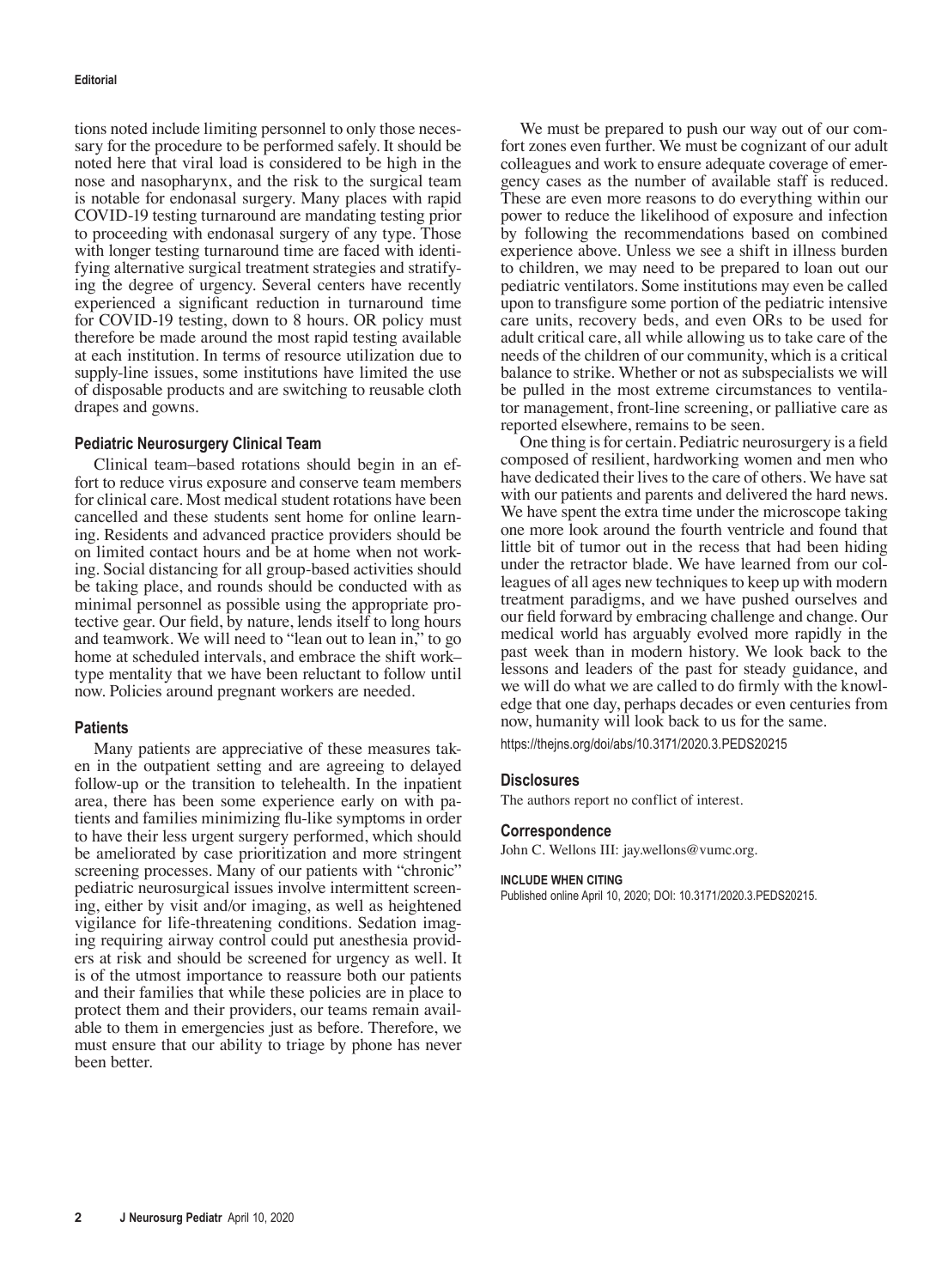tions noted include limiting personnel to only those necessary for the procedure to be performed safely. It should be noted here that viral load is considered to be high in the nose and nasopharynx, and the risk to the surgical team is notable for endonasal surgery. Many places with rapid COVID-19 testing turnaround are mandating testing prior to proceeding with endonasal surgery of any type. Those with longer testing turnaround time are faced with identifying alternative surgical treatment strategies and stratifying the degree of urgency. Several centers have recently experienced a significant reduction in turnaround time for COVID-19 testing, down to 8 hours. OR policy must therefore be made around the most rapid testing available at each institution. In terms of resource utilization due to supply-line issues, some institutions have limited the use of disposable products and are switching to reusable cloth drapes and gowns.

### Pediatric Neurosurgery Clinical Team

Clinical team–based rotations should begin in an effort to reduce virus exposure and conserve team members for clinical care. Most medical student rotations have been cancelled and these students sent home for online learning. Residents and advanced practice providers should be on limited contact hours and be at home when not working. Social distancing for all group-based activities should be taking place, and rounds should be conducted with as minimal personnel as possible using the appropriate protective gear. Our field, by nature, lends itself to long hours and teamwork. We will need to "lean out to lean in," to go home at scheduled intervals, and embrace the shift work–type mentality that we have been reluctant to follow until now. Policies around pregnant workers are needed.

### Patients

Many patients are appreciative of these measures taken in the outpatient setting and are agreeing to delayed follow-up or the transition to telehealth. In the inpatient area, there has been some experience early on with patients and families minimizing flu-like symptoms in order to have their less urgent surgery performed, which should be ameliorated by case prioritization and more stringent screening processes. Many of our patients with "chronic" pediatric neurosurgical issues involve intermittent screening, either by visit and/or imaging, as well as heightened vigilance for life-threatening conditions. Sedation imaging requiring airway control could put anesthesia providers at risk and should be screened for urgency as well. It is of the utmost importance to reassure both our patients and their families that while these policies are in place to protect them and their providers, our teams remain available to them in emergencies just as before. Therefore, we must ensure that our ability to triage by phone has never been better.

We must be prepared to push our way out of our comfort zones even further. We must be cognizant of our adult colleagues and work to ensure adequate coverage of emergency cases as the number of available staff is reduced. These are even more reasons to do everything within our power to reduce the likelihood of exposure and infection by following the recommendations based on combined experience above. Unless we see a shift in illness burden to children, we may need to be prepared to loan out our pediatric ventilators. Some institutions may even be called upon to transfigure some portion of the pediatric intensive care units, recovery beds, and even ORs to be used for adult critical care, all while allowing us to take care of the needs of the children of our community, which is a critical balance to strike. Whether or not as subspecialists we will be pulled in the most extreme circumstances to ventilator management, front-line screening, or palliative care as reported elsewhere, remains to be seen.

One thing is for certain. Pediatric neurosurgery is a field composed of resilient, hardworking women and men who have dedicated their lives to the care of others. We have sat with our patients and parents and delivered the hard news. We have spent the extra time under the microscope taking one more look around the fourth ventricle and found that little bit of tumor out in the recess that had been hiding under the retractor blade. We have learned from our colleagues of all ages new techniques to keep up with modern treatment paradigms, and we have pushed ourselves and our field forward by embracing challenge and change. Our medical world has arguably evolved more rapidly in the past week than in modern history. We look back to the lessons and leaders of the past for steady guidance, and we will do what we are called to do firmly with the knowledge that one day, perhaps decades or even centuries from now, humanity will look back to us for the same.

https://thejns.org/doi/abs/10.3171/2020.3.PEDS20215

### Disclosures

The authors report no conflict of interest.

### Correspondence

John C. Wellons III: jay.wellons@vumc.org.

#### INCLUDE WHEN CITING

Published online April 10, 2020; DOI: 10.3171/2020.3.PEDS20215.